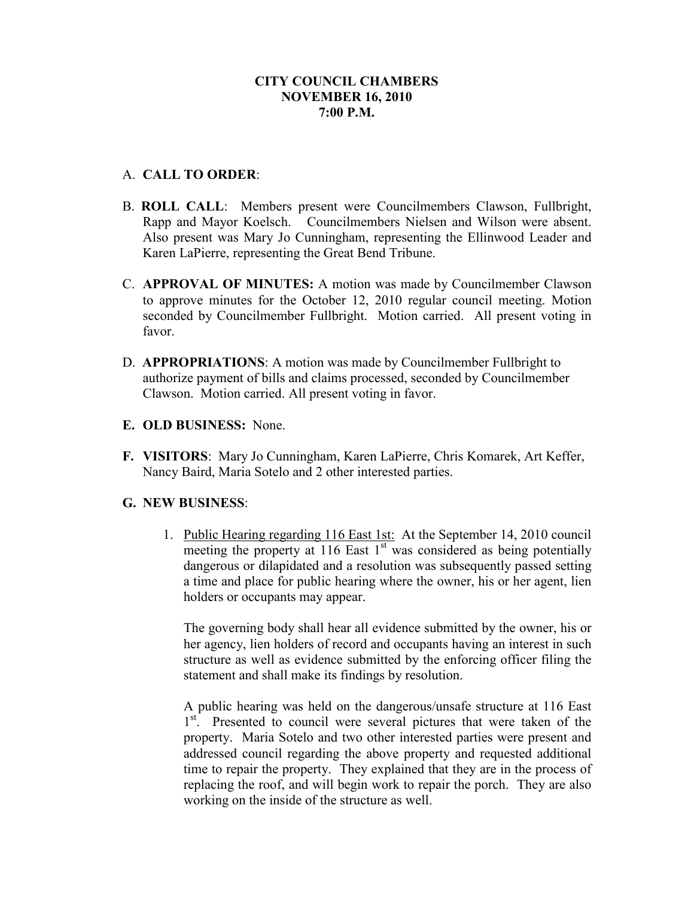**CITY COUNCIL CHAMBERS**
**NOVEMBER 16, 2010**
**7:00 P.M.**

A. **CALL TO ORDER**:

B. **ROLL CALL**: Members present were Councilmembers Clawson, Fullbright, Rapp and Mayor Koelsch. Councilmembers Nielsen and Wilson were absent. Also present was Mary Jo Cunningham, representing the Ellinwood Leader and Karen LaPierre, representing the Great Bend Tribune.

C. **APPROVAL OF MINUTES:** A motion was made by Councilmember Clawson to approve minutes for the October 12, 2010 regular council meeting. Motion seconded by Councilmember Fullbright. Motion carried. All present voting in favor.

D. **APPROPRIATIONS**: A motion was made by Councilmember Fullbright to authorize payment of bills and claims processed, seconded by Councilmember Clawson. Motion carried. All present voting in favor.

**E. OLD BUSINESS:** None.

**F. VISITORS**: Mary Jo Cunningham, Karen LaPierre, Chris Komarek, Art Keffer, Nancy Baird, Maria Sotelo and 2 other interested parties.

**G. NEW BUSINESS**:

1. Public Hearing regarding 116 East 1st: At the September 14, 2010 council meeting the property at 116 East 1st was considered as being potentially dangerous or dilapidated and a resolution was subsequently passed setting a time and place for public hearing where the owner, his or her agent, lien holders or occupants may appear.

   The governing body shall hear all evidence submitted by the owner, his or her agency, lien holders of record and occupants having an interest in such structure as well as evidence submitted by the enforcing officer filing the statement and shall make its findings by resolution.

   A public hearing was held on the dangerous/unsafe structure at 116 East 1st. Presented to council were several pictures that were taken of the property. Maria Sotelo and two other interested parties were present and addressed council regarding the above property and requested additional time to repair the property. They explained that they are in the process of replacing the roof, and will begin work to repair the porch. They are also working on the inside of the structure as well.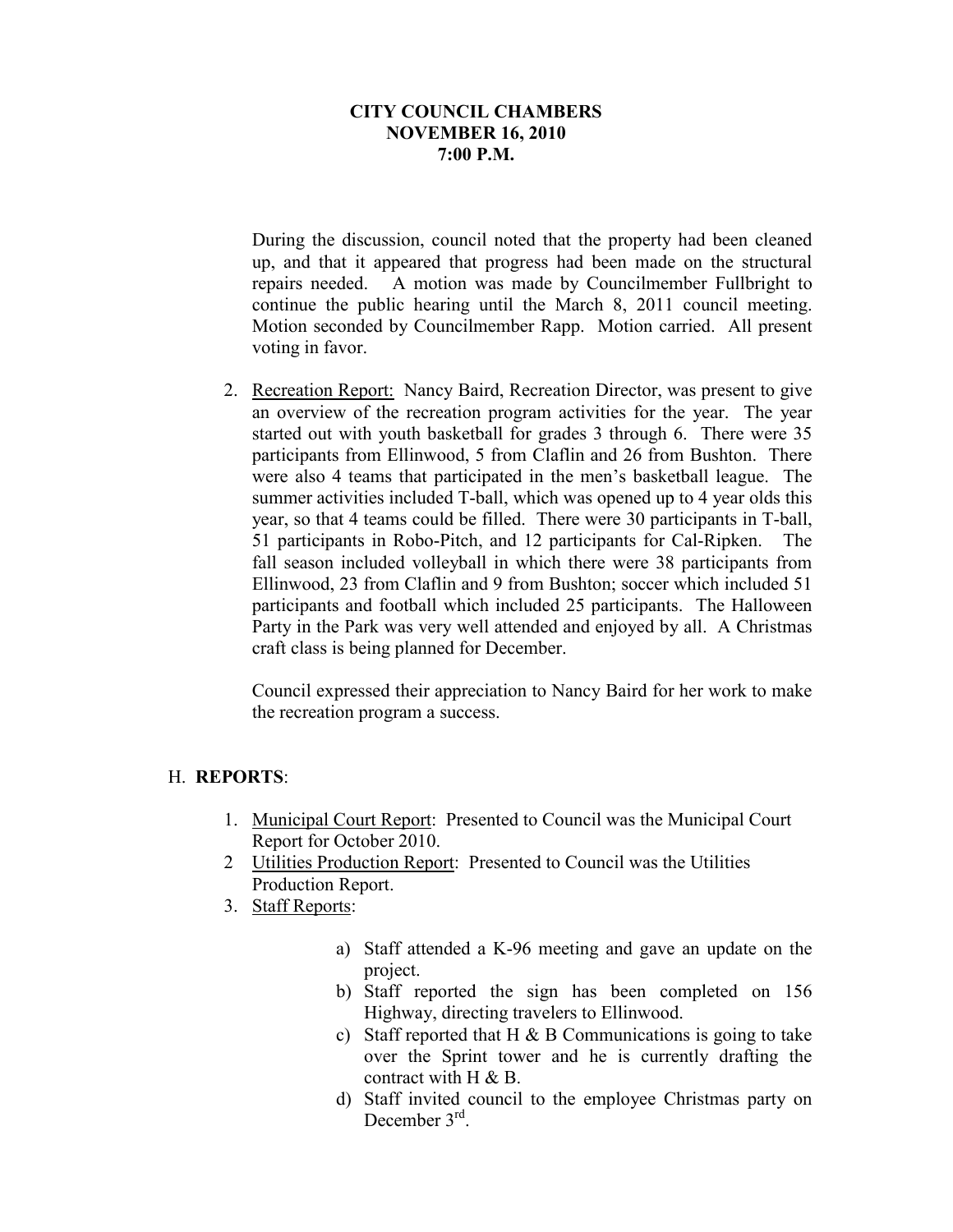**CITY COUNCIL CHAMBERS**
**NOVEMBER 16, 2010**
**7:00 P.M.**

During the discussion, council noted that the property had been cleaned up, and that it appeared that progress had been made on the structural repairs needed. A motion was made by Councilmember Fullbright to continue the public hearing until the March 8, 2011 council meeting. Motion seconded by Councilmember Rapp. Motion carried. All present voting in favor.

2. Recreation Report: Nancy Baird, Recreation Director, was present to give an overview of the recreation program activities for the year. The year started out with youth basketball for grades 3 through 6. There were 35 participants from Ellinwood, 5 from Claflin and 26 from Bushton. There were also 4 teams that participated in the men's basketball league. The summer activities included T-ball, which was opened up to 4 year olds this year, so that 4 teams could be filled. There were 30 participants in T-ball, 51 participants in Robo-Pitch, and 12 participants for Cal-Ripken. The fall season included volleyball in which there were 38 participants from Ellinwood, 23 from Claflin and 9 from Bushton; soccer which included 51 participants and football which included 25 participants. The Halloween Party in the Park was very well attended and enjoyed by all. A Christmas craft class is being planned for December.

   Council expressed their appreciation to Nancy Baird for her work to make the recreation program a success.

## H. **REPORTS**:

1. Municipal Court Report: Presented to Council was the Municipal Court Report for October 2010.
2. Utilities Production Report: Presented to Council was the Utilities Production Report.
3. Staff Reports:

   a) Staff attended a K-96 meeting and gave an update on the project.
   b) Staff reported the sign has been completed on 156 Highway, directing travelers to Ellinwood.
   c) Staff reported that H & B Communications is going to take over the Sprint tower and he is currently drafting the contract with H & B.
   d) Staff invited council to the employee Christmas party on December 3rd.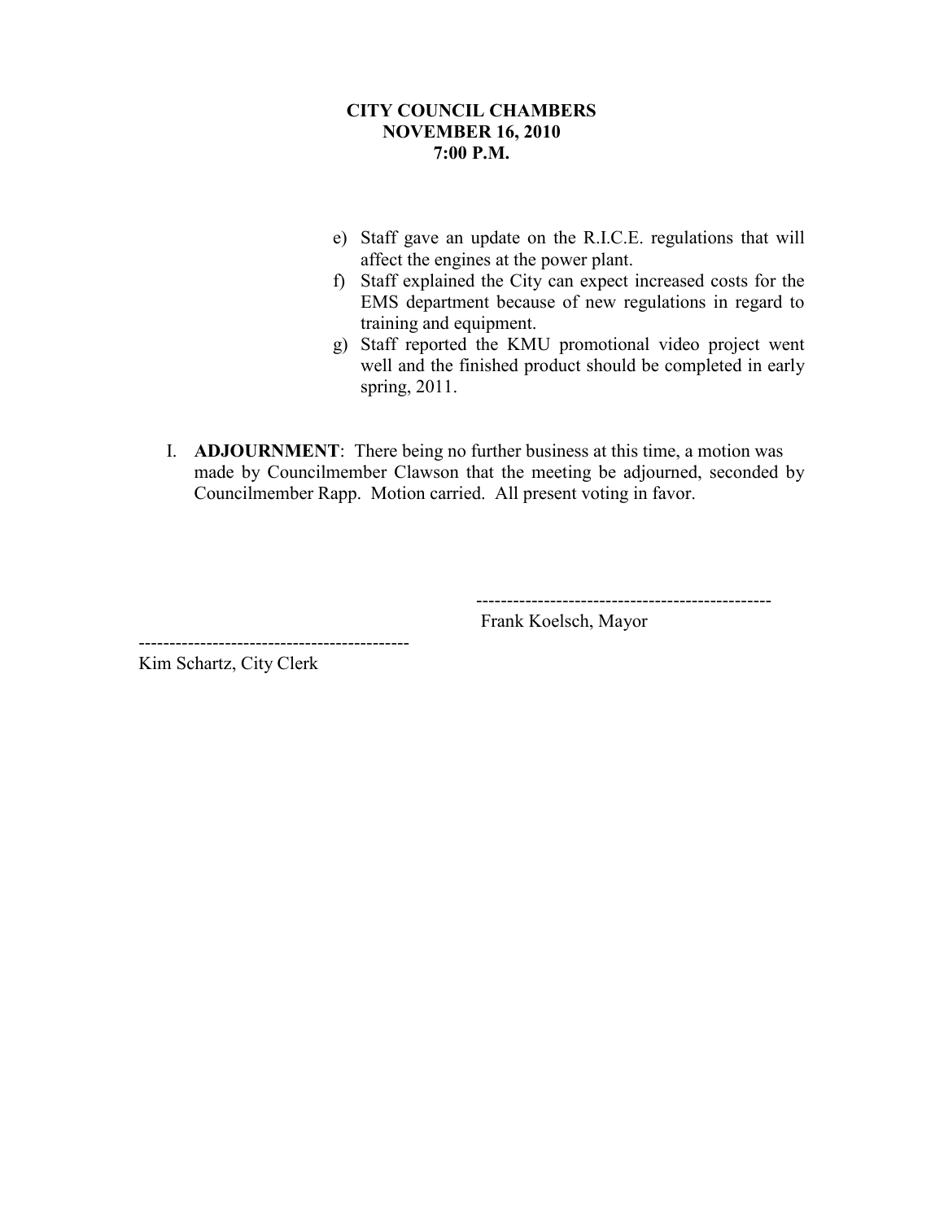**CITY COUNCIL CHAMBERS**
**NOVEMBER 16, 2010**
**7:00 P.M.**

e) Staff gave an update on the R.I.C.E. regulations that will affect the engines at the power plant.
f) Staff explained the City can expect increased costs for the EMS department because of new regulations in regard to training and equipment.
g) Staff reported the KMU promotional video project went well and the finished product should be completed in early spring, 2011.

I. **ADJOURNMENT**: There being no further business at this time, a motion was made by Councilmember Clawson that the meeting be adjourned, seconded by Councilmember Rapp. Motion carried. All present voting in favor.

------------------------------------------------
Frank Koelsch, Mayor

--------------------------------------------
Kim Schartz, City Clerk